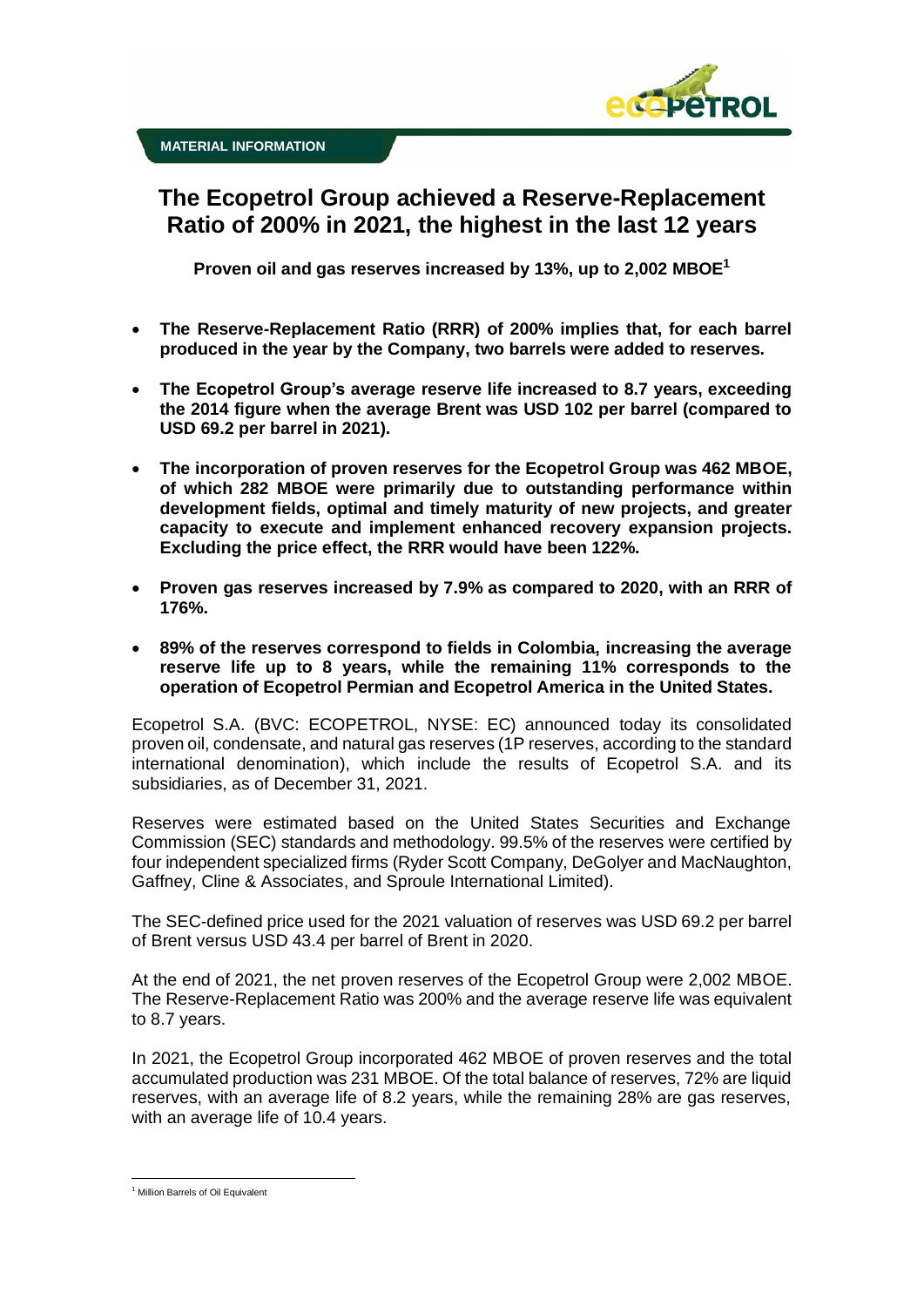**MATERIAL INFORMATION**

# The Ecopetrol Group achieved a Reserve-Replacement Ratio of 200% in 2021, the highest in the last 12 years

**Proven oil and gas reserves increased by 13%, up to 2,002 MBOE[1]**

- **The Reserve-Replacement Ratio (RRR) of 200% implies that, for each barrel produced in the year by the Company, two barrels were added to reserves.**
- **The Ecopetrol Group's average reserve life increased to 8.7 years, exceeding the 2014 figure when the average Brent was USD 102 per barrel (compared to USD 69.2 per barrel in 2021).**
- **The incorporation of proven reserves for the Ecopetrol Group was 462 MBOE, of which 282 MBOE were primarily due to outstanding performance within development fields, optimal and timely maturity of new projects, and greater capacity to execute and implement enhanced recovery expansion projects. Excluding the price effect, the RRR would have been 122%.**
- **Proven gas reserves increased by 7.9% as compared to 2020, with an RRR of 176%.**
- **89% of the reserves correspond to fields in Colombia, increasing the average reserve life up to 8 years, while the remaining 11% corresponds to the operation of Ecopetrol Permian and Ecopetrol America in the United States.**

Ecopetrol S.A. (BVC: ECOPETROL, NYSE: EC) announced today its consolidated proven oil, condensate, and natural gas reserves (1P reserves, according to the standard international denomination), which include the results of Ecopetrol S.A. and its subsidiaries, as of December 31, 2021.

Reserves were estimated based on the United States Securities and Exchange Commission (SEC) standards and methodology. 99.5% of the reserves were certified by four independent specialized firms (Ryder Scott Company, DeGolyer and MacNaughton, Gaffney, Cline & Associates, and Sproule International Limited).

The SEC-defined price used for the 2021 valuation of reserves was USD 69.2 per barrel of Brent versus USD 43.4 per barrel of Brent in 2020.

At the end of 2021, the net proven reserves of the Ecopetrol Group were 2,002 MBOE. The Reserve-Replacement Ratio was 200% and the average reserve life was equivalent to 8.7 years.

In 2021, the Ecopetrol Group incorporated 462 MBOE of proven reserves and the total accumulated production was 231 MBOE. Of the total balance of reserves, 72% are liquid reserves, with an average life of 8.2 years, while the remaining 28% are gas reserves, with an average life of 10.4 years.

[1] Million Barrels of Oil Equivalent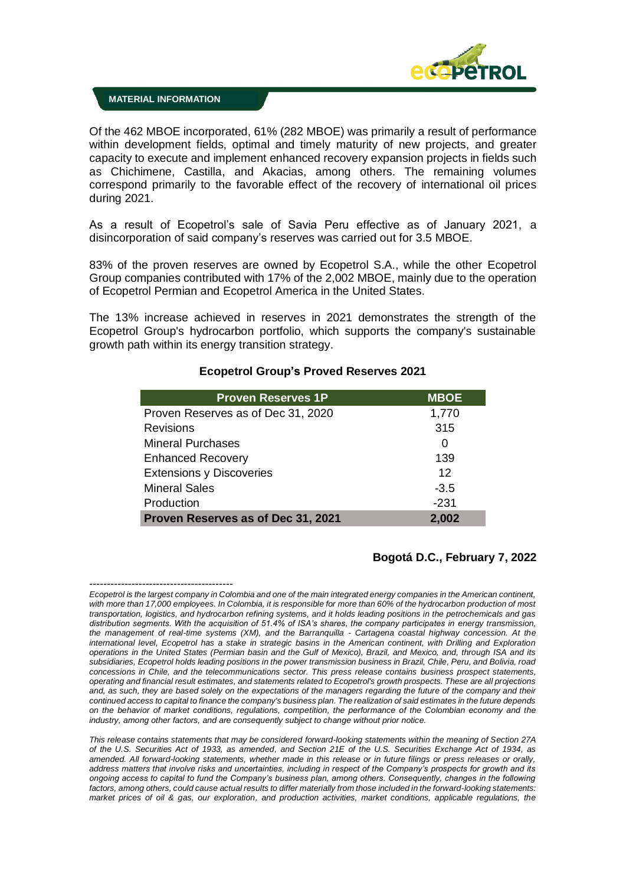Of the 462 MBOE incorporated, 61% (282 MBOE) was primarily a result of performance within development fields, optimal and timely maturity of new projects, and greater capacity to execute and implement enhanced recovery expansion projects in fields such as Chichimene, Castilla, and Akacias, among others. The remaining volumes correspond primarily to the favorable effect of the recovery of international oil prices during 2021.

As a result of Ecopetrol's sale of Savia Peru effective as of January 2021, a disincorporation of said company's reserves was carried out for 3.5 MBOE.

83% of the proven reserves are owned by Ecopetrol S.A., while the other Ecopetrol Group companies contributed with 17% of the 2,002 MBOE, mainly due to the operation of Ecopetrol Permian and Ecopetrol America in the United States.

The 13% increase achieved in reserves in 2021 demonstrates the strength of the Ecopetrol Group's hydrocarbon portfolio, which supports the company's sustainable growth path within its energy transition strategy.

**Ecopetrol Group's Proved Reserves 2021**

| Proven Reserves 1P | MBOE |
|---|---|
| Proven Reserves as of Dec 31, 2020 | 1,770 |
| Revisions | 315 |
| Mineral Purchases | 0 |
| Enhanced Recovery | 139 |
| Extensions y Discoveries | 12 |
| Mineral Sales | -3.5 |
| Production | -231 |
| **Proven Reserves as of Dec 31, 2021** | **2,002** |

**Bogotá D.C., February 7, 2022**

-----------------------------------------

*Ecopetrol is the largest company in Colombia and one of the main integrated energy companies in the American continent, with more than 17,000 employees. In Colombia, it is responsible for more than 60% of the hydrocarbon production of most transportation, logistics, and hydrocarbon refining systems, and it holds leading positions in the petrochemicals and gas distribution segments. With the acquisition of 51.4% of ISA's shares, the company participates in energy transmission, the management of real-time systems (XM), and the Barranquilla - Cartagena coastal highway concession. At the international level, Ecopetrol has a stake in strategic basins in the American continent, with Drilling and Exploration operations in the United States (Permian basin and the Gulf of Mexico), Brazil, and Mexico, and, through ISA and its subsidiaries, Ecopetrol holds leading positions in the power transmission business in Brazil, Chile, Peru, and Bolivia, road concessions in Chile, and the telecommunications sector. This press release contains business prospect statements, operating and financial result estimates, and statements related to Ecopetrol's growth prospects. These are all projections and, as such, they are based solely on the expectations of the managers regarding the future of the company and their continued access to capital to finance the company's business plan. The realization of said estimates in the future depends on the behavior of market conditions, regulations, competition, the performance of the Colombian economy and the industry, among other factors, and are consequently subject to change without prior notice.*

*This release contains statements that may be considered forward-looking statements within the meaning of Section 27A of the U.S. Securities Act of 1933, as amended, and Section 21E of the U.S. Securities Exchange Act of 1934, as amended. All forward-looking statements, whether made in this release or in future filings or press releases or orally, address matters that involve risks and uncertainties, including in respect of the Company's prospects for growth and its ongoing access to capital to fund the Company's business plan, among others. Consequently, changes in the following factors, among others, could cause actual results to differ materially from those included in the forward-looking statements: market prices of oil & gas, our exploration, and production activities, market conditions, applicable regulations, the*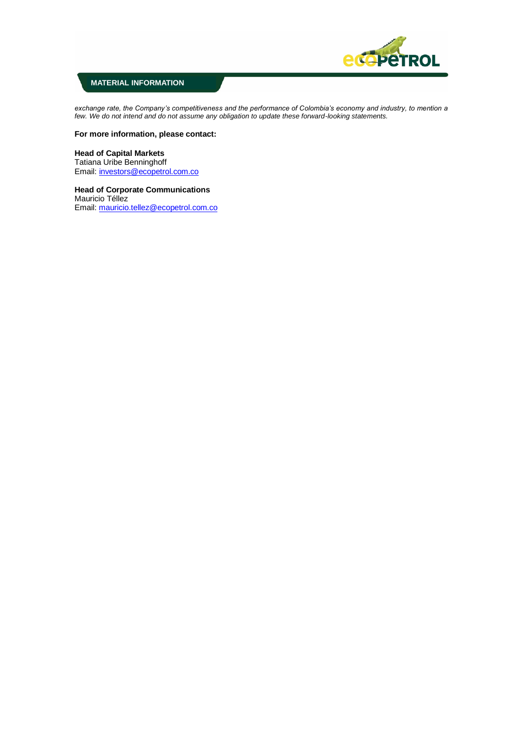*exchange rate, the Company's competitiveness and the performance of Colombia's economy and industry, to mention a few. We do not intend and do not assume any obligation to update these forward-looking statements.*

**For more information, please contact:**

**Head of Capital Markets**
Tatiana Uribe Benninghoff
Email: investors@ecopetrol.com.co

**Head of Corporate Communications**
Mauricio Téllez
Email: mauricio.tellez@ecopetrol.com.co